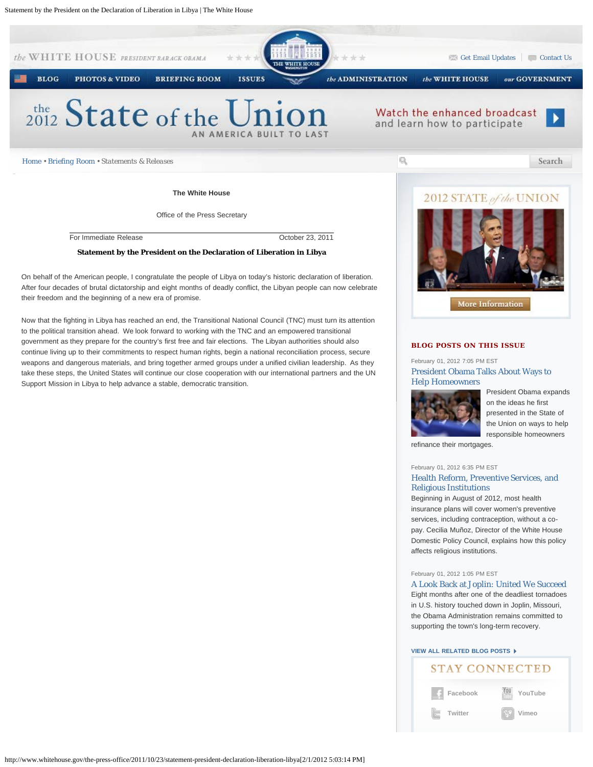the WHITE HOUSE PRESIDENT BARACK OBAMA

Get Email Updates | Contact Us

BLOG | PHOTOS & VIDEO | BRIEFING ROOM | ISSUES | the ADMINISTRATION | the WHITE HOUSE | our GOVERNMENT

the 2012 State of the Union — AN AMERICA BUILT TO LAST

Watch the enhanced broadcast and learn how to participate

Home • Briefing Room • Statements & Releases

Search

**The White House**

Office of the Press Secretary

For Immediate Release — October 23, 2011

**Statement by the President on the Declaration of Liberation in Libya**

On behalf of the American people, I congratulate the people of Libya on today's historic declaration of liberation. After four decades of brutal dictatorship and eight months of deadly conflict, the Libyan people can now celebrate their freedom and the beginning of a new era of promise.

Now that the fighting in Libya has reached an end, the Transitional National Council (TNC) must turn its attention to the political transition ahead. We look forward to working with the TNC and an empowered transitional government as they prepare for the country's first free and fair elections. The Libyan authorities should also continue living up to their commitments to respect human rights, begin a national reconciliation process, secure weapons and dangerous materials, and bring together armed groups under a unified civilian leadership. As they take these steps, the United States will continue our close cooperation with our international partners and the UN Support Mission in Libya to help advance a stable, democratic transition.

2012 STATE of the UNION

More Information

**BLOG POSTS ON THIS ISSUE**

February 01, 2012 7:05 PM EST

President Obama Talks About Ways to Help Homeowners

President Obama expands on the ideas he first presented in the State of the Union on ways to help responsible homeowners refinance their mortgages.

February 01, 2012 6:35 PM EST

Health Reform, Preventive Services, and Religious Institutions

Beginning in August of 2012, most health insurance plans will cover women's preventive services, including contraception, without a co-pay. Cecilia Muñoz, Director of the White House Domestic Policy Council, explains how this policy affects religious institutions.

February 01, 2012 1:05 PM EST

A Look Back at Joplin: United We Succeed

Eight months after one of the deadliest tornadoes in U.S. history touched down in Joplin, Missouri, the Obama Administration remains committed to supporting the town's long-term recovery.

VIEW ALL RELATED BLOG POSTS

STAY CONNECTED

Facebook | YouTube
Twitter | Vimeo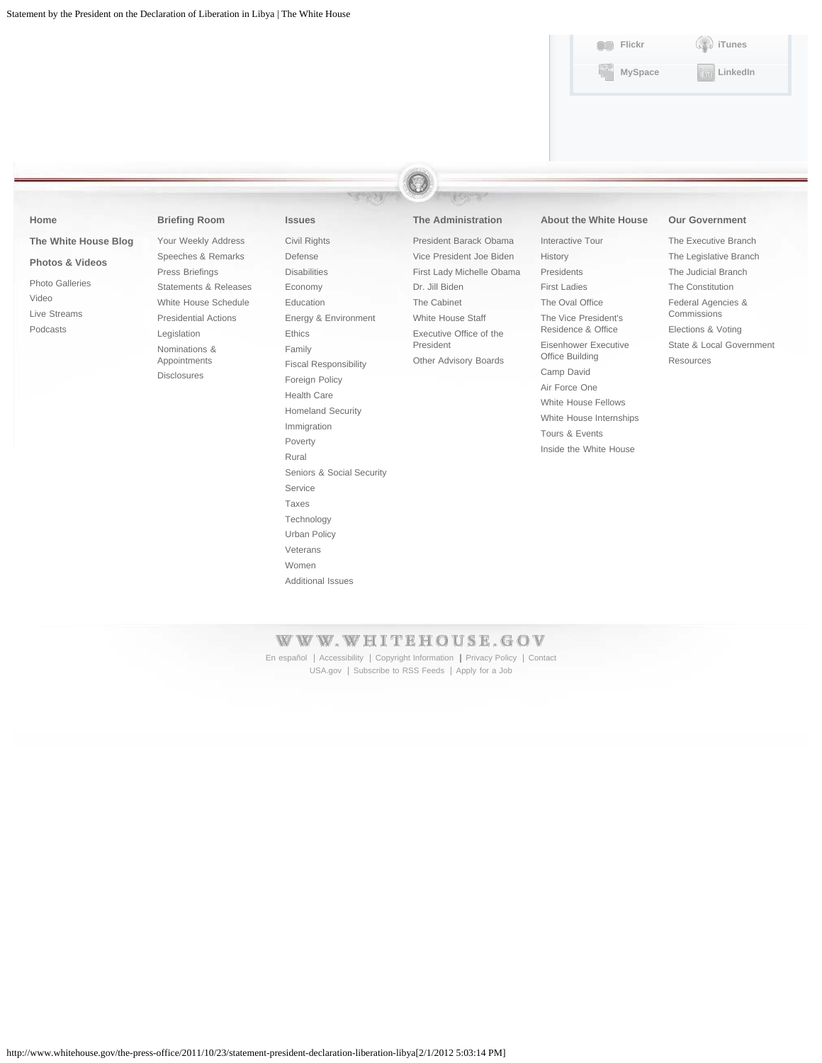Flickr iTunes

MySpace LinkedIn

**Home**

**The White House Blog**

**Photos & Videos**

Photo Galleries

Video

Live Streams

Podcasts

**Briefing Room**

Your Weekly Address

Speeches & Remarks

Press Briefings

Statements & Releases

White House Schedule

Presidential Actions

Legislation

Nominations & Appointments

Disclosures

**Issues**

Civil Rights

Defense

Disabilities

Economy

Education

Energy & Environment

Ethics

Family

Fiscal Responsibility

Foreign Policy

Health Care

Homeland Security

Immigration

Poverty

Rural

Seniors & Social Security

Service

Taxes

Technology

Urban Policy

Veterans

Women

Additional Issues

**The Administration**

President Barack Obama

Vice President Joe Biden

First Lady Michelle Obama

Dr. Jill Biden

The Cabinet

White House Staff

Executive Office of the President

Other Advisory Boards

**About the White House**

Interactive Tour

History

Presidents

First Ladies

The Oval Office

The Vice President's Residence & Office

Eisenhower Executive Office Building

Camp David

Air Force One

White House Fellows

White House Internships

Tours & Events

Inside the White House

**Our Government**

The Executive Branch

The Legislative Branch

The Judicial Branch

The Constitution

Federal Agencies & Commissions

Elections & Voting

State & Local Government

Resources

WWW.WHITEHOUSE.GOV

En español | Accessibility | Copyright Information | Privacy Policy | Contact

USA.gov | Subscribe to RSS Feeds | Apply for a Job